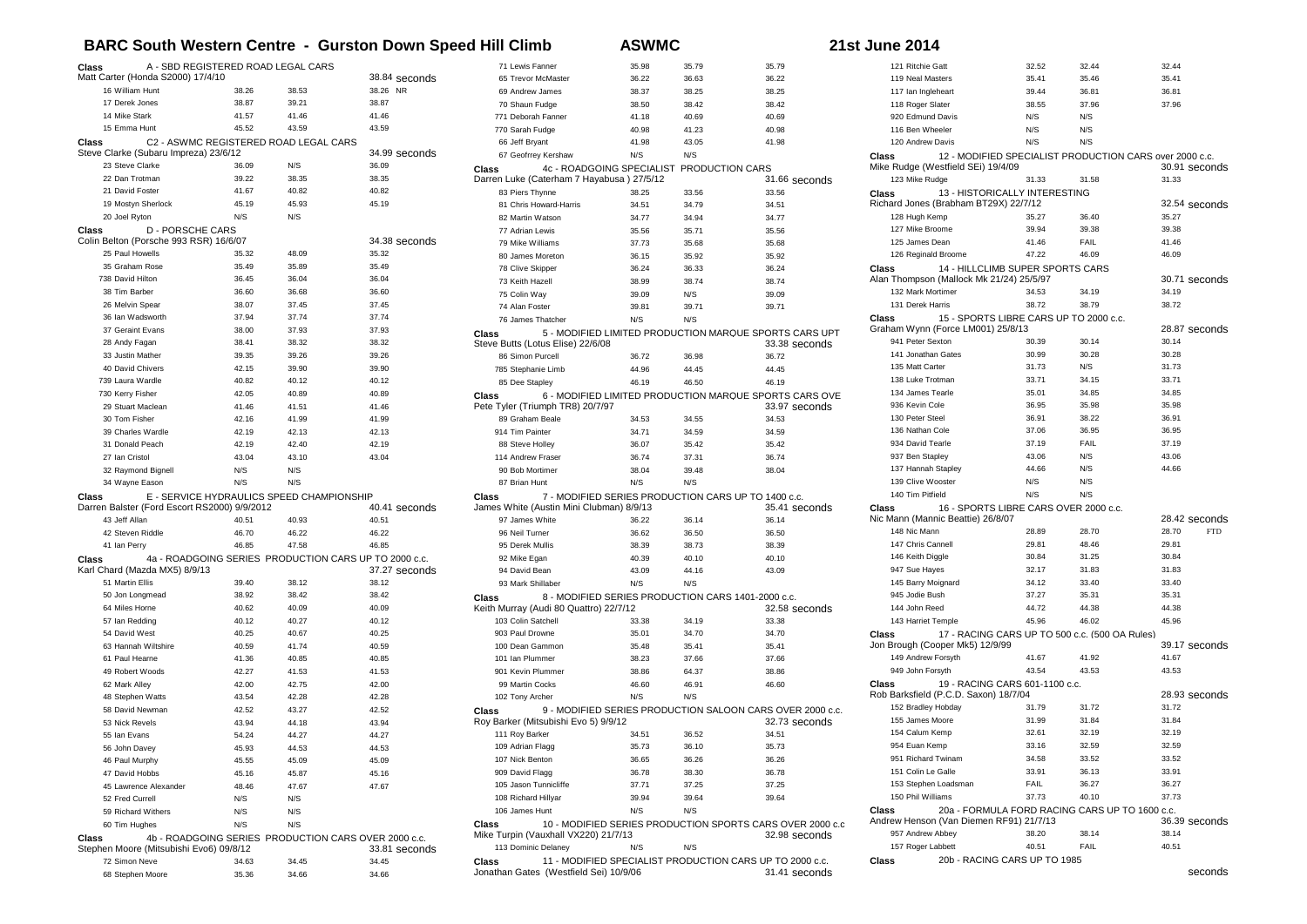# BARC South Western Centre - Gurston Down Speed Hill Climb

**ASWMC** — **21st June 2014**

**Class A - SBD REGISTERED ROAD LEGAL CARS**
Matt Carter (Honda S2000) 17/4/10 — 38.84 seconds

| | | | |
|---|---|---|---|
| 16 William Hunt | 38.26 | 38.53 | 38.26 NR |
| 17 Derek Jones | 38.87 | 39.21 | 38.87 |
| 14 Mike Stark | 41.57 | 41.46 | 41.46 |
| 15 Emma Hunt | 45.52 | 43.59 | 43.59 |

**Class C2 - ASWMC REGISTERED ROAD LEGAL CARS**
Steve Clarke (Subaru Impreza) 23/6/12 — 34.99 seconds

| | | | |
|---|---|---|---|
| 23 Steve Clarke | 36.09 | N/S | 36.09 |
| 22 Dan Trotman | 39.22 | 38.35 | 38.35 |
| 21 David Foster | 41.67 | 40.82 | 40.82 |
| 19 Mostyn Sherlock | 45.19 | 45.93 | 45.19 |
| 20 Joel Ryton | N/S | N/S | |

**Class D - PORSCHE CARS**
Colin Belton (Porsche 993 RSR) 16/6/07 — 34.38 seconds

| | | | |
|---|---|---|---|
| 25 Paul Howells | 35.32 | 48.09 | 35.32 |
| 35 Graham Rose | 35.49 | 35.89 | 35.49 |
| 738 David Hilton | 36.45 | 36.04 | 36.04 |
| 38 Tim Barber | 36.60 | 36.68 | 36.60 |
| 26 Melvin Spear | 38.07 | 37.45 | 37.45 |
| 36 Ian Wadsworth | 37.94 | 37.74 | 37.74 |
| 37 Geraint Evans | 38.00 | 37.93 | 37.93 |
| 28 Andy Fagan | 38.41 | 38.32 | 38.32 |
| 33 Justin Mather | 39.35 | 39.26 | 39.26 |
| 40 David Chivers | 42.15 | 39.90 | 39.90 |
| 739 Laura Wardle | 40.82 | 40.12 | 40.12 |
| 730 Kerry Fisher | 42.05 | 40.89 | 40.89 |
| 29 Stuart Maclean | 41.46 | 41.51 | 41.46 |
| 30 Tom Fisher | 42.16 | 41.99 | 41.99 |
| 39 Charles Wardle | 42.19 | 42.13 | 42.13 |
| 31 Donald Peach | 42.19 | 42.40 | 42.19 |
| 27 Ian Cristol | 43.04 | 43.10 | 43.04 |
| 32 Raymond Bignell | N/S | N/S | |
| 34 Wayne Eason | N/S | N/S | |

**Class E - SERVICE HYDRAULICS SPEED CHAMPIONSHIP**
Darren Balster (Ford Escort RS2000) 9/9/2012 — 40.41 seconds

| | | | |
|---|---|---|---|
| 43 Jeff Allan | 40.51 | 40.93 | 40.51 |
| 42 Steven Riddle | 46.70 | 46.22 | 46.22 |
| 41 Ian Perry | 46.85 | 47.58 | 46.85 |

**Class 4a - ROADGOING SERIES PRODUCTION CARS UP TO 2000 c.c.**
Karl Chard (Mazda MX5) 8/9/13 — 37.27 seconds

| | | | |
|---|---|---|---|
| 51 Martin Ellis | 39.40 | 38.12 | 38.12 |
| 50 Jon Longmead | 38.92 | 38.42 | 38.42 |
| 64 Miles Horne | 40.62 | 40.09 | 40.09 |
| 57 Ian Redding | 40.12 | 40.27 | 40.12 |
| 54 David West | 40.25 | 40.67 | 40.25 |
| 63 Hannah Wiltshire | 40.59 | 41.74 | 40.59 |
| 61 Paul Hearne | 41.36 | 40.85 | 40.85 |
| 49 Robert Woods | 42.27 | 41.53 | 41.53 |
| 62 Mark Alley | 42.00 | 42.75 | 42.00 |
| 48 Stephen Watts | 43.54 | 42.28 | 42.28 |
| 58 David Newman | 42.52 | 43.27 | 42.52 |
| 53 Nick Revels | 43.94 | 44.18 | 43.94 |
| 55 Ian Evans | 54.24 | 44.27 | 44.27 |
| 56 John Davey | 45.93 | 44.53 | 44.53 |
| 46 Paul Murphy | 45.55 | 45.09 | 45.09 |
| 47 David Hobbs | 45.16 | 45.87 | 45.16 |
| 45 Lawrence Alexander | 48.46 | 47.67 | 47.67 |
| 52 Fred Currell | N/S | N/S | |
| 59 Richard Withers | N/S | N/S | |
| 60 Tim Hughes | N/S | N/S | |

**Class 4b - ROADGOING SERIES PRODUCTION CARS OVER 2000 c.c.**
Stephen Moore (Mitsubishi Evo6) 09/8/12 — 33.81 seconds

| | | | |
|---|---|---|---|
| 72 Simon Neve | 34.63 | 34.45 | 34.45 |
| 68 Stephen Moore | 35.36 | 34.66 | 34.66 |
| 71 Lewis Fanner | 35.98 | 35.79 | 35.79 |
| 65 Trevor McMaster | 36.22 | 36.63 | 36.22 |
| 69 Andrew James | 38.37 | 38.25 | 38.25 |
| 70 Shaun Fudge | 38.50 | 38.42 | 38.42 |
| 771 Deborah Fanner | 41.18 | 40.69 | 40.69 |
| 770 Sarah Fudge | 40.98 | 41.23 | 40.98 |
| 66 Jeff Bryant | 41.98 | 43.05 | 41.98 |
| 67 Geoffrey Kershaw | N/S | N/S | |

**Class 4c - ROADGOING SPECIALIST PRODUCTION CARS**
Darren Luke (Caterham 7 Hayabusa ) 27/5/12 — 31.66 seconds

| | | | |
|---|---|---|---|
| 83 Piers Thynne | 38.25 | 33.56 | 33.56 |
| 81 Chris Howard-Harris | 34.51 | 34.79 | 34.51 |
| 82 Martin Watson | 34.77 | 34.94 | 34.77 |
| 77 Adrian Lewis | 35.56 | 35.71 | 35.56 |
| 79 Mike Williams | 37.73 | 35.68 | 35.68 |
| 80 James Moreton | 36.15 | 35.92 | 35.92 |
| 78 Clive Skipper | 36.24 | 36.33 | 36.24 |
| 73 Keith Hazell | 38.99 | 38.74 | 38.74 |
| 75 Colin Way | 39.09 | N/S | 39.09 |
| 74 Alan Foster | 39.81 | 39.71 | 39.71 |
| 76 James Thatcher | N/S | N/S | |

**Class 5 - MODIFIED LIMITED PRODUCTION MARQUE SPORTS CARS UPT**
Steve Butts (Lotus Elise) 22/6/08 — 33.38 seconds

| | | | |
|---|---|---|---|
| 86 Simon Purcell | 36.72 | 36.98 | 36.72 |
| 785 Stephanie Limb | 44.96 | 44.45 | 44.45 |
| 85 Dee Stapley | 46.19 | 46.50 | 46.19 |

**Class 6 - MODIFIED LIMITED PRODUCTION MARQUE SPORTS CARS OVE**
Pete Tyler (Triumph TR8) 20/7/97 — 33.97 seconds

| | | | |
|---|---|---|---|
| 89 Graham Beale | 34.53 | 34.55 | 34.53 |
| 914 Tim Painter | 34.71 | 34.59 | 34.59 |
| 88 Steve Holley | 36.07 | 35.42 | 35.42 |
| 114 Andrew Fraser | 36.74 | 37.31 | 36.74 |
| 90 Bob Mortimer | 38.04 | 39.48 | 38.04 |
| 87 Brian Hunt | N/S | N/S | |

**Class 7 - MODIFIED SERIES PRODUCTION CARS UP TO 1400 c.c.**
James White (Austin Mini Clubman) 8/9/13 — 35.41 seconds

| | | | |
|---|---|---|---|
| 97 James White | 36.22 | 36.14 | 36.14 |
| 96 Neil Turner | 36.62 | 36.50 | 36.50 |
| 95 Derek Mullis | 38.39 | 38.73 | 38.39 |
| 92 Mike Egan | 40.39 | 40.10 | 40.10 |
| 94 David Bean | 43.09 | 44.16 | 43.09 |
| 93 Mark Shillaber | N/S | N/S | |

**Class 8 - MODIFIED SERIES PRODUCTION CARS 1401-2000 c.c.**
Keith Murray (Audi 80 Quattro) 22/7/12 — 32.58 seconds

| | | | |
|---|---|---|---|
| 103 Colin Satchell | 33.38 | 34.19 | 33.38 |
| 903 Paul Drowne | 35.01 | 34.70 | 34.70 |
| 100 Dean Gammon | 35.48 | 35.41 | 35.41 |
| 101 Ian Plummer | 38.23 | 37.66 | 37.66 |
| 901 Kevin Plummer | 38.86 | 64.37 | 38.86 |
| 99 Martin Cocks | 46.60 | 46.91 | 46.60 |
| 102 Tony Archer | N/S | N/S | |

**Class 9 - MODIFIED SERIES PRODUCTION SALOON CARS OVER 2000 c.c.**
Roy Barker (Mitsubishi Evo 5) 9/9/12 — 32.73 seconds

| | | | |
|---|---|---|---|
| 111 Roy Barker | 34.51 | 36.52 | 34.51 |
| 109 Adrian Flagg | 35.73 | 36.10 | 35.73 |
| 107 Nick Benton | 36.65 | 36.26 | 36.26 |
| 909 David Flagg | 36.78 | 38.30 | 36.78 |
| 105 Jason Tunnicliffe | 37.71 | 37.25 | 37.25 |
| 108 Richard Hillyar | 39.94 | 39.64 | 39.64 |
| 106 James Hunt | N/S | N/S | |

**Class 10 - MODIFIED SERIES PRODUCTION SPORTS CARS OVER 2000 c.c**
Mike Turpin (Vauxhall VX220) 21/7/13 — 32.98 seconds

| | | | |
|---|---|---|---|
| 113 Dominic Delaney | N/S | N/S | |

**Class 11 - MODIFIED SPECIALIST PRODUCTION CARS UP TO 2000 c.c.**
Jonathan Gates (Westfield Sei) 10/9/06 — 31.41 seconds

| | | | |
|---|---|---|---|
| 121 Ritchie Gatt | 32.52 | 32.44 | 32.44 |
| 119 Neal Masters | 35.41 | 35.46 | 35.41 |
| 117 Ian Ingleheart | 39.44 | 36.81 | 36.81 |
| 118 Roger Slater | 38.55 | 37.96 | 37.96 |
| 920 Edmund Davis | N/S | N/S | |
| 116 Ben Wheeler | N/S | N/S | |
| 120 Andrew Davis | N/S | N/S | |

**Class 12 - MODIFIED SPECIALIST PRODUCTION CARS over 2000 c.c.**
Mike Rudge (Westfield SEi) 19/4/09 — 30.91 seconds

| | | | |
|---|---|---|---|
| 123 Mike Rudge | 31.33 | 31.58 | 31.33 |

**Class 13 - HISTORICALLY INTERESTING**
Richard Jones (Brabham BT29X) 22/7/12 — 32.54 seconds

| | | | |
|---|---|---|---|
| 128 Hugh Kemp | 35.27 | 36.40 | 35.27 |
| 127 Mike Broome | 39.94 | 39.38 | 39.38 |
| 125 James Dean | 41.46 | FAIL | 41.46 |
| 126 Reginald Broome | 47.22 | 46.09 | 46.09 |

**Class 14 - HILLCLIMB SUPER SPORTS CARS**
Alan Thompson (Mallock Mk 21/24) 25/5/97 — 30.71 seconds

| | | | |
|---|---|---|---|
| 132 Mark Mortimer | 34.53 | 34.19 | 34.19 |
| 131 Derek Harris | 38.72 | 38.79 | 38.72 |

**Class 15 - SPORTS LIBRE CARS UP TO 2000 c.c.**
Graham Wynn (Force LM001) 25/8/13 — 28.87 seconds

| | | | |
|---|---|---|---|
| 941 Peter Sexton | 30.39 | 30.14 | 30.14 |
| 141 Jonathan Gates | 30.99 | 30.28 | 30.28 |
| 135 Matt Carter | 31.73 | N/S | 31.73 |
| 138 Luke Trotman | 33.71 | 34.15 | 33.71 |
| 134 James Tearle | 35.01 | 34.85 | 34.85 |
| 936 Kevin Cole | 36.95 | 35.98 | 35.98 |
| 130 Peter Steel | 36.91 | 38.22 | 36.91 |
| 136 Nathan Cole | 37.06 | 36.95 | 36.95 |
| 934 David Tearle | 37.19 | FAIL | 37.19 |
| 937 Ben Stapley | 43.06 | N/S | 43.06 |
| 137 Hannah Stapley | 44.66 | N/S | 44.66 |
| 139 Clive Wooster | N/S | N/S | |
| 140 Tim Pitfield | N/S | N/S | |

**Class 16 - SPORTS LIBRE CARS OVER 2000 c.c.**
Nic Mann (Mannic Beattie) 26/8/07 — 28.42 seconds

| | | | | |
|---|---|---|---|---|
| 148 Nic Mann | 28.89 | 28.70 | 28.70 | FTD |
| 147 Chris Cannell | 29.81 | 48.46 | 29.81 | |
| 146 Keith Diggle | 30.84 | 31.25 | 30.84 | |
| 947 Sue Hayes | 32.17 | 31.83 | 31.83 | |
| 145 Barry Moignard | 34.12 | 33.40 | 33.40 | |
| 945 Jodie Bush | 37.27 | 35.31 | 35.31 | |
| 144 John Reed | 44.72 | 44.38 | 44.38 | |
| 143 Harriet Temple | 45.96 | 46.02 | 45.96 | |

**Class 17 - RACING CARS UP TO 500 c.c. (500 OA Rules)**
Jon Brough (Cooper Mk5) 12/9/99 — 39.17 seconds

| | | | |
|---|---|---|---|
| 149 Andrew Forsyth | 41.67 | 41.92 | 41.67 |
| 949 John Forsyth | 43.54 | 43.53 | 43.53 |

**Class 19 - RACING CARS 601-1100 c.c.**
Rob Barksfield (P.C.D. Saxon) 18/7/04 — 28.93 seconds

| | | | |
|---|---|---|---|
| 152 Bradley Hobday | 31.79 | 31.72 | 31.72 |
| 155 James Moore | 31.99 | 31.84 | 31.84 |
| 154 Calum Kemp | 32.61 | 32.19 | 32.19 |
| 954 Euan Kemp | 33.16 | 32.59 | 32.59 |
| 951 Richard Twinam | 34.58 | 33.52 | 33.52 |
| 151 Colin Le Galle | 33.91 | 36.13 | 33.91 |
| 153 Stephen Loadsman | FAIL | 36.27 | 36.27 |
| 150 Phil Williams | 37.73 | 40.10 | 37.73 |

**Class 20a - FORMULA FORD RACING CARS UP TO 1600 c.c.**
Andrew Henson (Van Diemen RF91) 21/7/13 — 36.39 seconds

| | | | |
|---|---|---|---|
| 957 Andrew Abbey | 38.20 | 38.14 | 38.14 |
| 157 Roger Labbett | 40.51 | FAIL | 40.51 |

**Class 20b - RACING CARS UP TO 1985**
seconds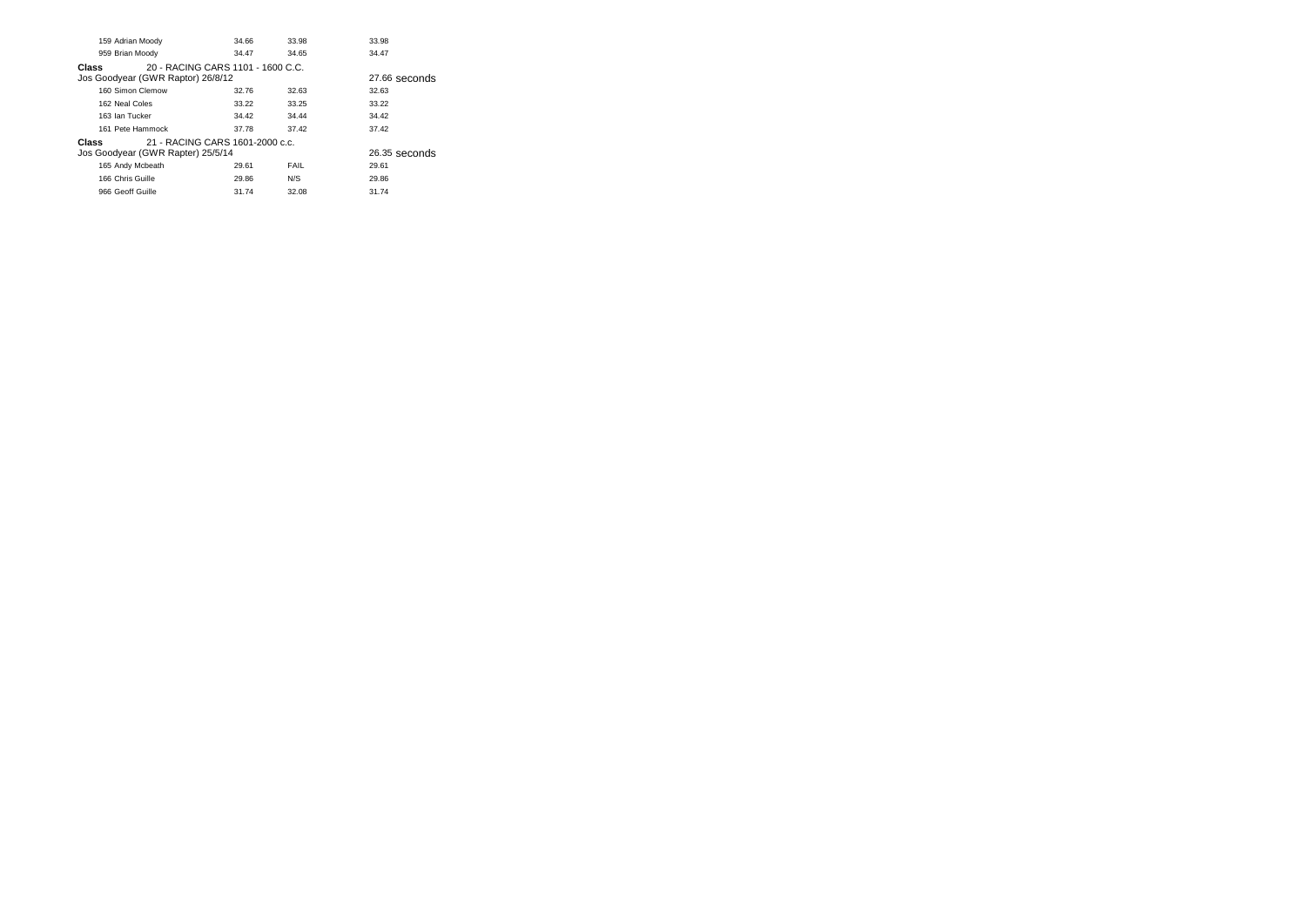| | | | |
|---|---|---|---|
| 159 Adrian Moody | 34.66 | 33.98 | 33.98 |
| 959 Brian Moody | 34.47 | 34.65 | 34.47 |

**Class** 20 - RACING CARS 1101 - 1600 C.C.

Jos Goodyear (GWR Raptor) 26/8/12 27.66 seconds

| | | | |
|---|---|---|---|
| 160 Simon Clemow | 32.76 | 32.63 | 32.63 |
| 162 Neal Coles | 33.22 | 33.25 | 33.22 |
| 163 Ian Tucker | 34.42 | 34.44 | 34.42 |
| 161 Pete Hammock | 37.78 | 37.42 | 37.42 |

**Class** 21 - RACING CARS 1601-2000 c.c.

Jos Goodyear (GWR Rapter) 25/5/14 26.35 seconds

| | | | |
|---|---|---|---|
| 165 Andy Mcbeath | 29.61 | FAIL | 29.61 |
| 166 Chris Guille | 29.86 | N/S | 29.86 |
| 966 Geoff Guille | 31.74 | 32.08 | 31.74 |